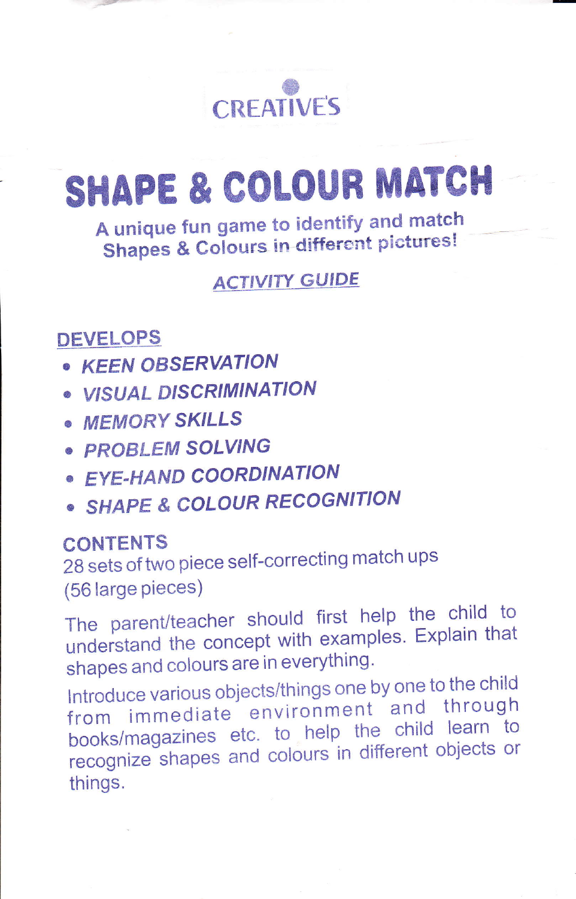CREATIVE'S

# SHAPE & COLOUR MATCH

**A unique fun game to identify and match Shapes & Colours in different pictures!**

## *ACTIVITY GUIDE*

## DEVELOPS

- *KEEN OBSERVATION*
- *VISUAL DISCRIMINATION*
- *MEMORY SKILLS*
- *PROBLEM SOLVING*
- *EYE-HAND COORDINATION*
- *SHAPE & COLOUR RECOGNITION*

## CONTENTS

28 sets of two piece self-correcting match ups (56 large pieces)

The parent/teacher should first help the child to understand the concept with examples. Explain that shapes and colours are in everything.

Introduce various objects/things one by one to the child from immediate environment and through books/magazines etc. to help the child learn to recognize shapes and colours in different objects or things.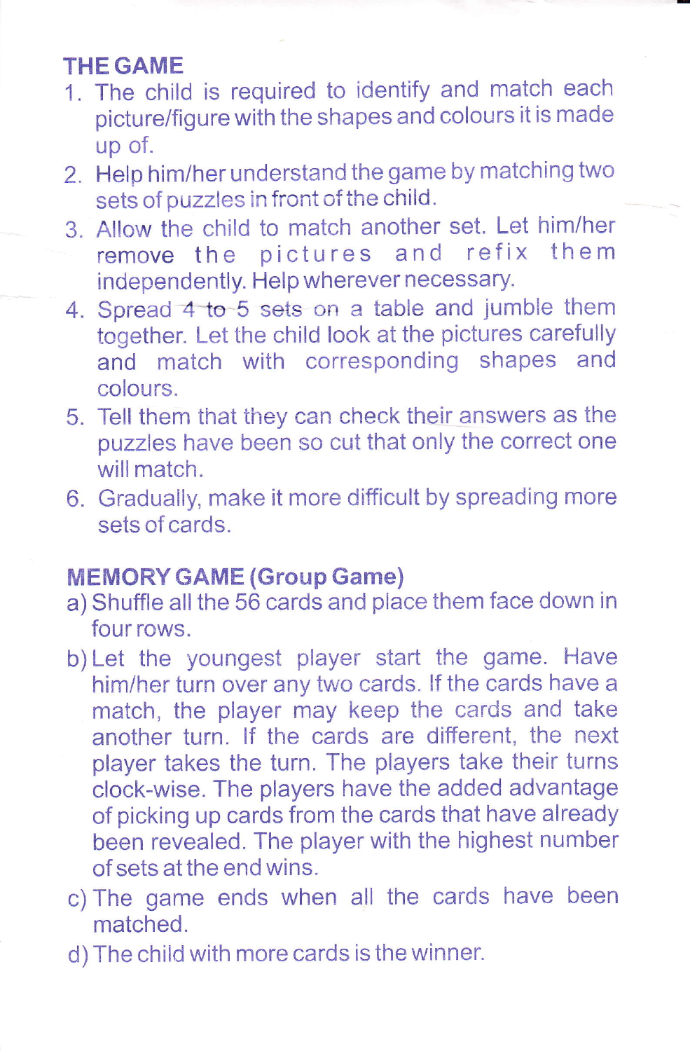## THE GAME

1. The child is required to identify and match each picture/figure with the shapes and colours it is made up of.
2. Help him/her understand the game by matching two sets of puzzles in front of the child.
3. Allow the child to match another set. Let him/her remove the pictures and refix them independently. Help wherever necessary.
4. Spread 4 to 5 sets on a table and jumble them together. Let the child look at the pictures carefully and match with corresponding shapes and colours.
5. Tell them that they can check their answers as the puzzles have been so cut that only the correct one will match.
6. Gradually, make it more difficult by spreading more sets of cards.

## MEMORY GAME (Group Game)

a) Shuffle all the 56 cards and place them face down in four rows.

b) Let the youngest player start the game. Have him/her turn over any two cards. If the cards have a match, the player may keep the cards and take another turn. If the cards are different, the next player takes the turn. The players take their turns clock-wise. The players have the added advantage of picking up cards from the cards that have already been revealed. The player with the highest number of sets at the end wins.

c) The game ends when all the cards have been matched.

d) The child with more cards is the winner.